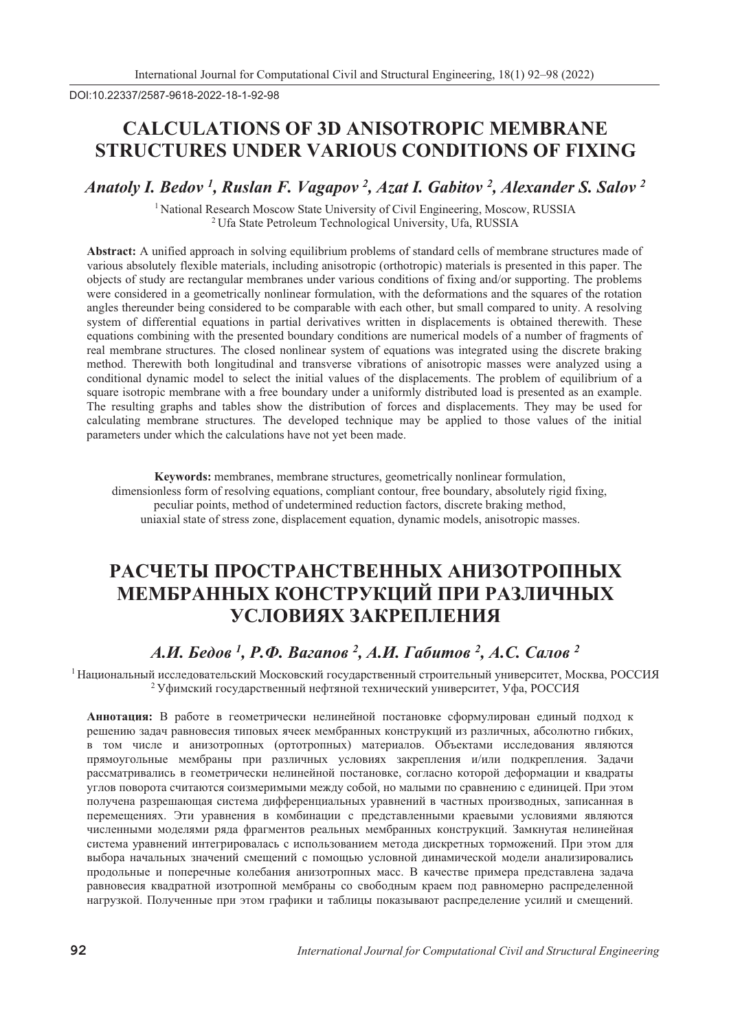DOI:10.22337/2587-9618-2022-18-1-92-98

# CALCULATIONS OF 3D ANISOTROPIC MEMBRANE STRUCTURES UNDER VARIOUS CONDITIONS OF FIXING

***Anatoly I. Bedov [1], Ruslan F. Vagapov [2], Azat I. Gabitov [2], Alexander S. Salov [2]***

[1] National Research Moscow State University of Civil Engineering, Moscow, RUSSIA
[2] Ufa State Petroleum Technological University, Ufa, RUSSIA

**Abstract:** A unified approach in solving equilibrium problems of standard cells of membrane structures made of various absolutely flexible materials, including anisotropic (orthotropic) materials is presented in this paper. The objects of study are rectangular membranes under various conditions of fixing and/or supporting. The problems were considered in a geometrically nonlinear formulation, with the deformations and the squares of the rotation angles thereunder being considered to be comparable with each other, but small compared to unity. A resolving system of differential equations in partial derivatives written in displacements is obtained therewith. These equations combining with the presented boundary conditions are numerical models of a number of fragments of real membrane structures. The closed nonlinear system of equations was integrated using the discrete braking method. Therewith both longitudinal and transverse vibrations of anisotropic masses were analyzed using a conditional dynamic model to select the initial values of the displacements. The problem of equilibrium of a square isotropic membrane with a free boundary under a uniformly distributed load is presented as an example. The resulting graphs and tables show the distribution of forces and displacements. They may be used for calculating membrane structures. The developed technique may be applied to those values of the initial parameters under which the calculations have not yet been made.

**Keywords:** membranes, membrane structures, geometrically nonlinear formulation, dimensionless form of resolving equations, compliant contour, free boundary, absolutely rigid fixing, peculiar points, method of undetermined reduction factors, discrete braking method, uniaxial state of stress zone, displacement equation, dynamic models, anisotropic masses.

# РАСЧЕТЫ ПРОСТРАНСТВЕННЫХ АНИЗОТРОПНЫХ МЕМБРАННЫХ КОНСТРУКЦИЙ ПРИ РАЗЛИЧНЫХ УСЛОВИЯХ ЗАКРЕПЛЕНИЯ

***А.И. Бедов [1], Р.Ф. Вагапов [2], А.И. Габитов [2], А.С. Салов [2]***

[1] Национальный исследовательский Московский государственный строительный университет, Москва, РОССИЯ
[2] Уфимский государственный нефтяной технический университет, Уфа, РОССИЯ

**Аннотация:** В работе в геометрически нелинейной постановке сформулирован единый подход к решению задач равновесия типовых ячеек мембранных конструкций из различных, абсолютно гибких, в том числе и анизотропных (ортотропных) материалов. Объектами исследования являются прямоугольные мембраны при различных условиях закрепления и/или подкрепления. Задачи рассматривались в геометрически нелинейной постановке, согласно которой деформации и квадраты углов поворота считаются соизмеримыми между собой, но малыми по сравнению с единицей. При этом получена разрешающая система дифференциальных уравнений в частных производных, записанная в перемещениях. Эти уравнения в комбинации с представленными краевыми условиями являются численными моделями ряда фрагментов реальных мембранных конструкций. Замкнутая нелинейная система уравнений интегрировалась с использованием метода дискретных торможений. При этом для выбора начальных значений смещений с помощью условной динамической модели анализировались продольные и поперечные колебания анизотропных масс. В качестве примера представлена задача равновесия квадратной изотропной мембраны со свободным краем под равномерно распределенной нагрузкой. Полученные при этом графики и таблицы показывают распределение усилий и смещений.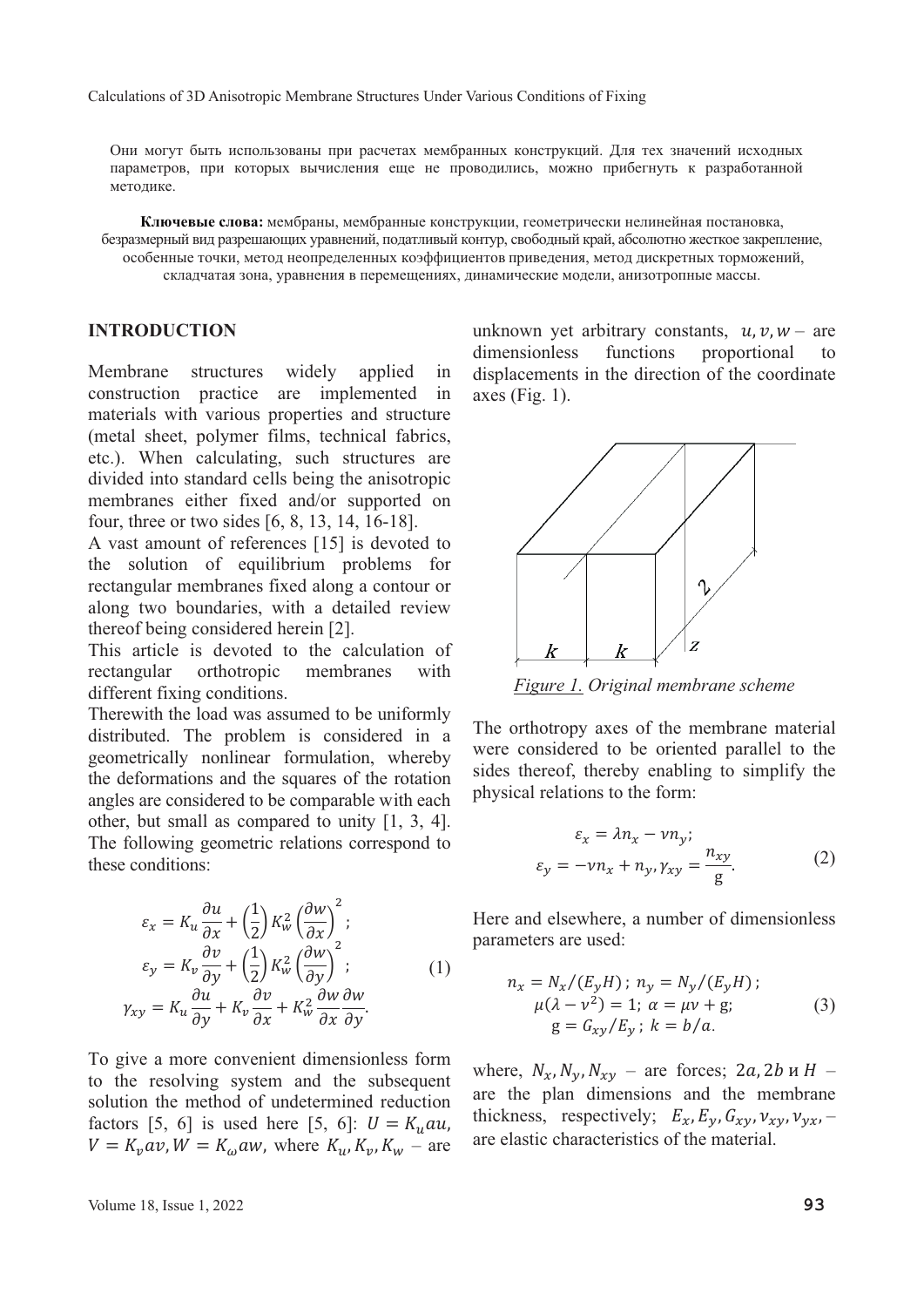Они могут быть использованы при расчетах мембранных конструкций. Для тех значений исходных параметров, при которых вычисления еще не проводились, можно прибегнуть к разработанной методике.

**Ключевые слова:** мембраны, мембранные конструкции, геометрически нелинейная постановка, безразмерный вид разрешающих уравнений, податливый контур, свободный край, абсолютно жесткое закрепление, особенные точки, метод неопределенных коэффициентов приведения, метод дискретных торможений, складчатая зона, уравнения в перемещениях, динамические модели, анизотропные массы.

## INTRODUCTION

Membrane structures widely applied in construction practice are implemented in materials with various properties and structure (metal sheet, polymer films, technical fabrics, etc.). When calculating, such structures are divided into standard cells being the anisotropic membranes either fixed and/or supported on four, three or two sides [6, 8, 13, 14, 16-18].

A vast amount of references [15] is devoted to the solution of equilibrium problems for rectangular membranes fixed along a contour or along two boundaries, with a detailed review thereof being considered herein [2].

This article is devoted to the calculation of rectangular orthotropic membranes with different fixing conditions.

Therewith the load was assumed to be uniformly distributed. The problem is considered in a geometrically nonlinear formulation, whereby the deformations and the squares of the rotation angles are considered to be comparable with each other, but small as compared to unity [1, 3, 4]. The following geometric relations correspond to these conditions:

$$\varepsilon_x = K_u \frac{\partial u}{\partial x} + \left(\frac{1}{2}\right) K_w^2 \left(\frac{\partial w}{\partial x}\right)^2; \quad \varepsilon_y = K_v \frac{\partial v}{\partial y} + \left(\frac{1}{2}\right) K_w^2 \left(\frac{\partial w}{\partial y}\right)^2; \quad \gamma_{xy} = K_u \frac{\partial u}{\partial y} + K_v \frac{\partial v}{\partial x} + K_w^2 \frac{\partial w}{\partial x}\frac{\partial w}{\partial y}. \tag{1}$$

To give a more convenient dimensionless form to the resolving system and the subsequent solution the method of undetermined reduction factors [5, 6] is used here [5, 6]: $U = K_u a u$, $V = K_v a v, W = K_\omega a w$, where $K_u, K_v, K_w$ – are unknown yet arbitrary constants, $u, v, w$ – are dimensionless functions proportional to displacements in the direction of the coordinate axes (Fig. 1).

*Figure 1. Original membrane scheme*

The orthotropy axes of the membrane material were considered to be oriented parallel to the sides thereof, thereby enabling to simplify the physical relations to the form:

$$\varepsilon_x = \lambda n_x - \nu n_y; \quad \varepsilon_y = -\nu n_x + n_y, \gamma_{xy} = \frac{n_{xy}}{\mathrm{g}}. \tag{2}$$

Here and elsewhere, a number of dimensionless parameters are used:

$$n_x = N_x/(E_y H)\,;\ n_y = N_y/(E_y H)\,; \quad \mu(\lambda - \nu^2) = 1;\ \alpha = \mu\nu + \mathrm{g}; \quad \mathrm{g} = G_{xy}/E_y\,;\ k = b/a. \tag{3}$$

where, $N_x, N_y, N_{xy}$ – are forces; $2a, 2b$ и $H$ – are the plan dimensions and the membrane thickness, respectively; $E_x, E_y, G_{xy}, \nu_{xy}, \nu_{yx}$, – are elastic characteristics of the material.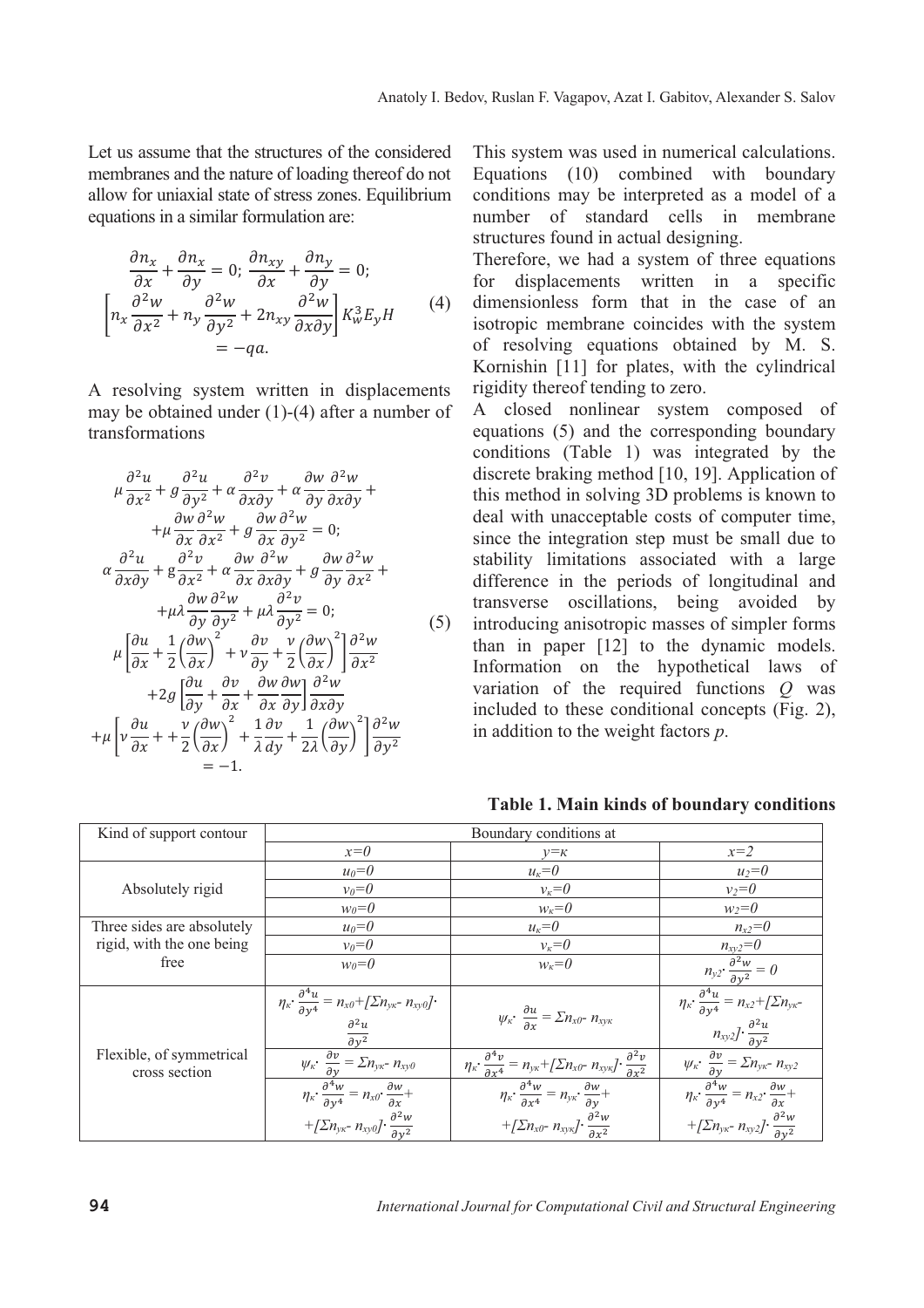Let us assume that the structures of the considered membranes and the nature of loading thereof do not allow for uniaxial state of stress zones. Equilibrium equations in a similar formulation are:

$$\frac{\partial n_x}{\partial x} + \frac{\partial n_x}{\partial y} = 0;\ \frac{\partial n_{xy}}{\partial x} + \frac{\partial n_y}{\partial y} = 0;$$
$$\left[n_x \frac{\partial^2 w}{\partial x^2} + n_y \frac{\partial^2 w}{\partial y^2} + 2n_{xy} \frac{\partial^2 w}{\partial x \partial y}\right] K_w^3 E_y H = -qa. \tag{4}$$

A resolving system written in displacements may be obtained under (1)-(4) after a number of transformations

$$\mu \frac{\partial^2 u}{\partial x^2} + g \frac{\partial^2 u}{\partial y^2} + \alpha \frac{\partial^2 v}{\partial x \partial y} + \alpha \frac{\partial w}{\partial y} \frac{\partial^2 w}{\partial x \partial y} + \mu \frac{\partial w}{\partial x} \frac{\partial^2 w}{\partial x^2} + g \frac{\partial w}{\partial x} \frac{\partial^2 w}{\partial y^2} = 0;$$
$$\alpha \frac{\partial^2 u}{\partial x \partial y} + g \frac{\partial^2 v}{\partial x^2} + \alpha \frac{\partial w}{\partial x} \frac{\partial^2 w}{\partial x \partial y} + g \frac{\partial w}{\partial y} \frac{\partial^2 w}{\partial x^2} + \mu\lambda \frac{\partial w}{\partial y} \frac{\partial^2 w}{\partial y^2} + \mu\lambda \frac{\partial^2 v}{\partial y^2} = 0;$$
$$\mu \left[\frac{\partial u}{\partial x} + \frac{1}{2}\left(\frac{\partial w}{\partial x}\right)^2 + \nu \frac{\partial v}{\partial y} + \frac{\nu}{2}\left(\frac{\partial w}{\partial x}\right)^2\right] \frac{\partial^2 w}{\partial x^2} + 2g\left[\frac{\partial u}{\partial y} + \frac{\partial v}{\partial x} + \frac{\partial w}{\partial x}\frac{\partial w}{\partial y}\right]\frac{\partial^2 w}{\partial x \partial y} + \mu\left[\nu \frac{\partial u}{\partial x} + \frac{\nu}{2}\left(\frac{\partial w}{\partial x}\right)^2 + \frac{1}{\lambda}\frac{\partial v}{dy} + \frac{1}{2\lambda}\left(\frac{\partial w}{\partial y}\right)^2\right]\frac{\partial^2 w}{\partial y^2} = -1. \tag{5}$$

This system was used in numerical calculations. Equations (10) combined with boundary conditions may be interpreted as a model of a number of standard cells in membrane structures found in actual designing.

Therefore, we had a system of three equations for displacements written in a specific dimensionless form that in the case of an isotropic membrane coincides with the system of resolving equations obtained by M. S. Kornishin [11] for plates, with the cylindrical rigidity thereof tending to zero.

A closed nonlinear system composed of equations (5) and the corresponding boundary conditions (Table 1) was integrated by the discrete braking method [10, 19]. Application of this method in solving 3D problems is known to deal with unacceptable costs of computer time, since the integration step must be small due to stability limitations associated with a large difference in the periods of longitudinal and transverse oscillations, being avoided by introducing anisotropic masses of simpler forms than in paper [12] to the dynamic models. Information on the hypothetical laws of variation of the required functions *Q* was included to these conditional concepts (Fig. 2), in addition to the weight factors *p*.

**Table 1. Main kinds of boundary conditions**

| Kind of support contour | Boundary conditions at | | |
|---|---|---|---|
| | $x=0$ | $y=\kappa$ | $x=2$ |
| Absolutely rigid | $u_0=0$ | $u_\kappa=0$ | $u_2=0$ |
| | $v_0=0$ | $v_\kappa=0$ | $v_2=0$ |
| | $w_0=0$ | $w_\kappa=0$ | $w_2=0$ |
| Three sides are absolutely rigid, with the one being free | $u_0=0$ | $u_\kappa=0$ | $n_{x2}=0$ |
| | $v_0=0$ | $v_\kappa=0$ | $n_{xy2}=0$ |
| | $w_0=0$ | $w_\kappa=0$ | $n_{y2}\cdot \frac{\partial^2 w}{\partial y^2} = 0$ |
| Flexible, of symmetrical cross section | $\eta_\kappa \cdot \frac{\partial^4 u}{\partial y^4} = n_{x0} + [\Sigma n_{y\kappa} - n_{xy0}] \cdot \frac{\partial^2 u}{\partial y^2}$ | $\psi_\kappa \cdot \frac{\partial u}{\partial x} = \Sigma n_{x0} - n_{xy\kappa}$ | $\eta_\kappa \cdot \frac{\partial^4 u}{\partial y^4} = n_{x2} + [\Sigma n_{y\kappa} - n_{xy2}] \cdot \frac{\partial^2 u}{\partial y^2}$ |
| | $\psi_\kappa \cdot \frac{\partial v}{\partial y} = \Sigma n_{y\kappa} - n_{xy0}$ | $\eta_\kappa \cdot \frac{\partial^4 v}{\partial x^4} = n_{y\kappa} + [\Sigma n_{x0} - n_{xy\kappa}] \cdot \frac{\partial^2 v}{\partial x^2}$ | $\psi_\kappa \cdot \frac{\partial v}{\partial y} = \Sigma n_{y\kappa} - n_{xy2}$ |
| | $\eta_\kappa \cdot \frac{\partial^4 w}{\partial y^4} = n_{x0} \cdot \frac{\partial w}{\partial x} + [\Sigma n_{y\kappa} - n_{xy0}] \cdot \frac{\partial^2 w}{\partial y^2}$ | $\eta_\kappa \cdot \frac{\partial^4 w}{\partial x^4} = n_{y\kappa} \cdot \frac{\partial w}{\partial y} + [\Sigma n_{x0} - n_{xy\kappa}] \cdot \frac{\partial^2 w}{\partial x^2}$ | $\eta_\kappa \cdot \frac{\partial^4 w}{\partial y^4} = n_{x2} \cdot \frac{\partial w}{\partial x} + [\Sigma n_{y\kappa} - n_{xy2}] \cdot \frac{\partial^2 w}{\partial y^2}$ |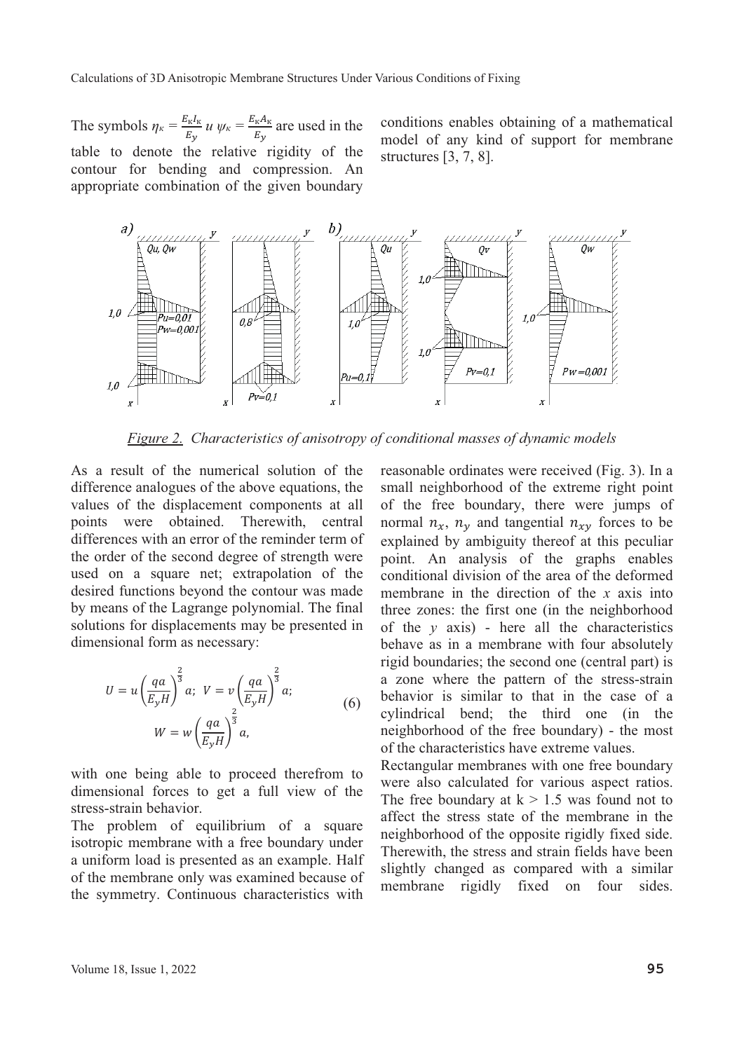The symbols $\eta_{\kappa} = \frac{E_{\kappa} I_{\kappa}}{E_y}$ и $\psi_{\kappa} = \frac{E_{\kappa} A_{\kappa}}{E_y}$ are used in the table to denote the relative rigidity of the contour for bending and compression. An appropriate combination of the given boundary conditions enables obtaining of a mathematical model of any kind of support for membrane structures [3, 7, 8].

*Figure 2. Characteristics of anisotropy of conditional masses of dynamic models*

As a result of the numerical solution of the difference analogues of the above equations, the values of the displacement components at all points were obtained. Therewith, central differences with an error of the reminder term of the order of the second degree of strength were used on a square net; extrapolation of the desired functions beyond the contour was made by means of the Lagrange polynomial. The final solutions for displacements may be presented in dimensional form as necessary:

$$U = u\left(\frac{qa}{E_y H}\right)^{\frac{2}{3}} a;\ V = v\left(\frac{qa}{E_y H}\right)^{\frac{2}{3}} a;\\ W = w\left(\frac{qa}{E_y H}\right)^{\frac{2}{3}} a, \tag{6}$$

with one being able to proceed therefrom to dimensional forces to get a full view of the stress-strain behavior.

The problem of equilibrium of a square isotropic membrane with a free boundary under a uniform load is presented as an example. Half of the membrane only was examined because of the symmetry. Continuous characteristics with reasonable ordinates were received (Fig. 3). In a small neighborhood of the extreme right point of the free boundary, there were jumps of normal $n_x$, $n_y$ and tangential $n_{xy}$ forces to be explained by ambiguity thereof at this peculiar point. An analysis of the graphs enables conditional division of the area of the deformed membrane in the direction of the $x$ axis into three zones: the first one (in the neighborhood of the $y$ axis) - here all the characteristics behave as in a membrane with four absolutely rigid boundaries; the second one (central part) is a zone where the pattern of the stress-strain behavior is similar to that in the case of a cylindrical bend; the third one (in the neighborhood of the free boundary) - the most of the characteristics have extreme values.

Rectangular membranes with one free boundary were also calculated for various aspect ratios. The free boundary at k > 1.5 was found not to affect the stress state of the membrane in the neighborhood of the opposite rigidly fixed side. Therewith, the stress and strain fields have been slightly changed as compared with a similar membrane rigidly fixed on four sides.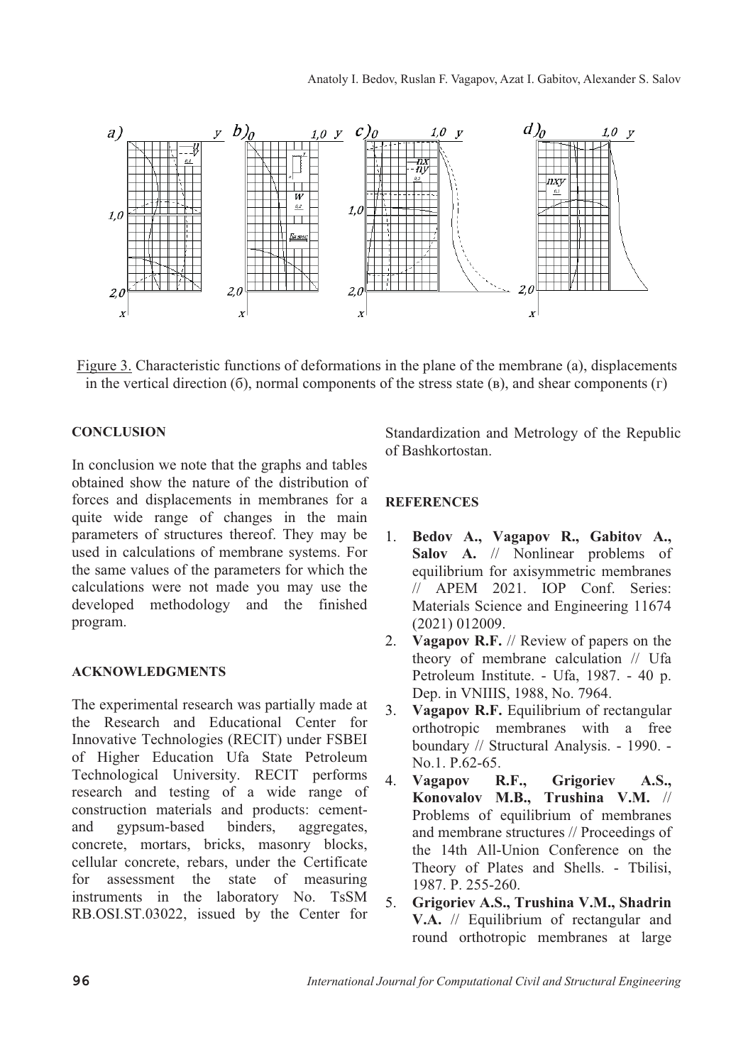Figure 3. Characteristic functions of deformations in the plane of the membrane (a), displacements in the vertical direction (б), normal components of the stress state (в), and shear components (г)

## CONCLUSION

In conclusion we note that the graphs and tables obtained show the nature of the distribution of forces and displacements in membranes for a quite wide range of changes in the main parameters of structures thereof. They may be used in calculations of membrane systems. For the same values of the parameters for which the calculations were not made you may use the developed methodology and the finished program.

## ACKNOWLEDGMENTS

The experimental research was partially made at the Research and Educational Center for Innovative Technologies (RECIT) under FSBEI of Higher Education Ufa State Petroleum Technological University. RECIT performs research and testing of a wide range of construction materials and products: cement- and gypsum-based binders, aggregates, concrete, mortars, bricks, masonry blocks, cellular concrete, rebars, under the Certificate for assessment the state of measuring instruments in the laboratory No. TsSM RB.OSI.ST.03022, issued by the Center for Standardization and Metrology of the Republic of Bashkortostan.

## REFERENCES

1. **Bedov A., Vagapov R., Gabitov A., Salov A.** // Nonlinear problems of equilibrium for axisymmetric membranes // APEM 2021. IOP Conf. Series: Materials Science and Engineering 11674 (2021) 012009.
2. **Vagapov R.F.** // Review of papers on the theory of membrane calculation // Ufa Petroleum Institute. - Ufa, 1987. - 40 p. Dep. in VNIIIS, 1988, No. 7964.
3. **Vagapov R.F.** Equilibrium of rectangular orthotropic membranes with a free boundary // Structural Analysis. - 1990. - No.1. P.62-65.
4. **Vagapov R.F., Grigoriev A.S., Konovalov M.B., Trushina V.M.** // Problems of equilibrium of membranes and membrane structures // Proceedings of the 14th All-Union Conference on the Theory of Plates and Shells. - Tbilisi, 1987. P. 255-260.
5. **Grigoriev A.S., Trushina V.M., Shadrin V.A.** // Equilibrium of rectangular and round orthotropic membranes at large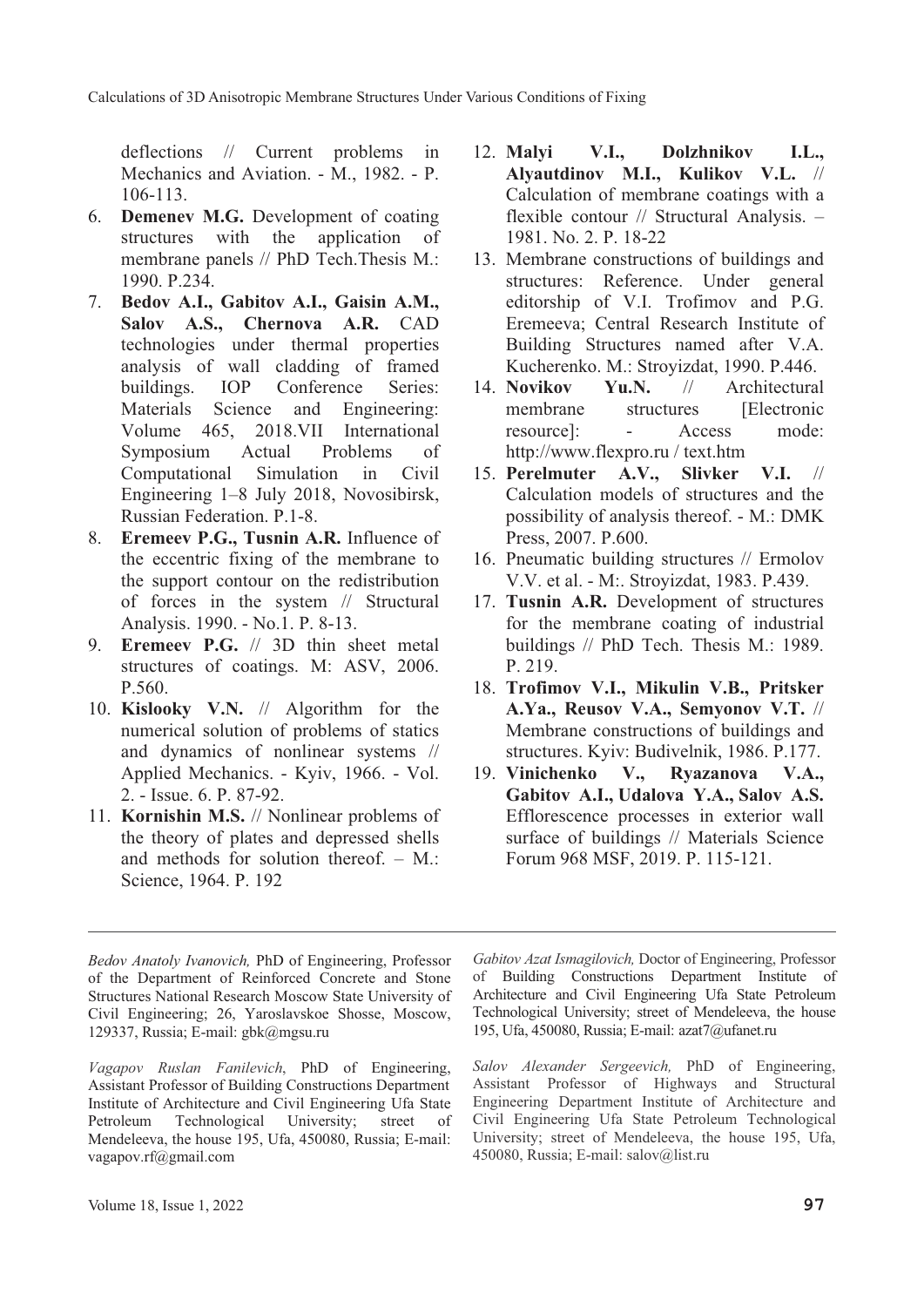deflections // Current problems in Mechanics and Aviation. - M., 1982. - P. 106-113.

6. **Demenev M.G.** Development of coating structures with the application of membrane panels // PhD Tech.Thesis M.: 1990. P.234.
7. **Bedov A.I., Gabitov A.I., Gaisin A.M., Salov A.S., Chernova A.R.** CAD technologies under thermal properties analysis of wall cladding of framed buildings. IOP Conference Series: Materials Science and Engineering: Volume 465, 2018.VII International Symposium Actual Problems of Computational Simulation in Civil Engineering 1–8 July 2018, Novosibirsk, Russian Federation. P.1-8.
8. **Eremeev P.G., Tusnin A.R.** Influence of the eccentric fixing of the membrane to the support contour on the redistribution of forces in the system // Structural Analysis. 1990. - No.1. P. 8-13.
9. **Eremeev P.G.** // 3D thin sheet metal structures of coatings. M: ASV, 2006. P.560.
10. **Kislooky V.N.** // Algorithm for the numerical solution of problems of statics and dynamics of nonlinear systems // Applied Mechanics. - Kyiv, 1966. - Vol. 2. - Issue. 6. P. 87-92.
11. **Kornishin M.S.** // Nonlinear problems of the theory of plates and depressed shells and methods for solution thereof. – M.: Science, 1964. P. 192
12. **Malyi V.I., Dolzhnikov I.L., Alyautdinov M.I., Kulikov V.L.** // Calculation of membrane coatings with a flexible contour // Structural Analysis. – 1981. No. 2. P. 18-22
13. Membrane constructions of buildings and structures: Reference. Under general editorship of V.I. Trofimov and P.G. Eremeeva; Central Research Institute of Building Structures named after V.A. Kucherenko. M.: Stroyizdat, 1990. P.446.
14. **Novikov Yu.N.** // Architectural membrane structures [Electronic resource]: - Access mode: http://www.flexpro.ru / text.htm
15. **Perelmuter A.V., Slivker V.I.** // Calculation models of structures and the possibility of analysis thereof. - M.: DMK Press, 2007. P.600.
16. Pneumatic building structures // Ermolov V.V. et al. - M:. Stroyizdat, 1983. P.439.
17. **Tusnin A.R.** Development of structures for the membrane coating of industrial buildings // PhD Tech. Thesis M.: 1989. P. 219.
18. **Trofimov V.I., Mikulin V.B., Pritsker A.Ya., Reusov V.A., Semyonov V.T.** // Membrane constructions of buildings and structures. Kyiv: Budivelnik, 1986. P.177.
19. **Vinichenko V., Ryazanova V.A., Gabitov A.I., Udalova Y.A., Salov A.S.** Efflorescence processes in exterior wall surface of buildings // Materials Science Forum 968 MSF, 2019. P. 115-121.

---

*Bedov Anatoly Ivanovich,* PhD of Engineering, Professor of the Department of Reinforced Concrete and Stone Structures National Research Moscow State University of Civil Engineering; 26, Yaroslavskoe Shosse, Moscow, 129337, Russia; E-mail: gbk@mgsu.ru

*Vagapov Ruslan Fanilevich*, PhD of Engineering, Assistant Professor of Building Constructions Department Institute of Architecture and Civil Engineering Ufa State Petroleum Technological University; street of Mendeleeva, the house 195, Ufa, 450080, Russia; E-mail: vagapov.rf@gmail.com

*Gabitov Azat Ismagilovich,* Doctor of Engineering, Professor of Building Constructions Department Institute of Architecture and Civil Engineering Ufa State Petroleum Technological University; street of Mendeleeva, the house 195, Ufa, 450080, Russia; E-mail: azat7@ufanet.ru

*Salov Alexander Sergeevich,* PhD of Engineering, Assistant Professor of Highways and Structural Engineering Department Institute of Architecture and Civil Engineering Ufa State Petroleum Technological University; street of Mendeleeva, the house 195, Ufa, 450080, Russia; E-mail: salov@list.ru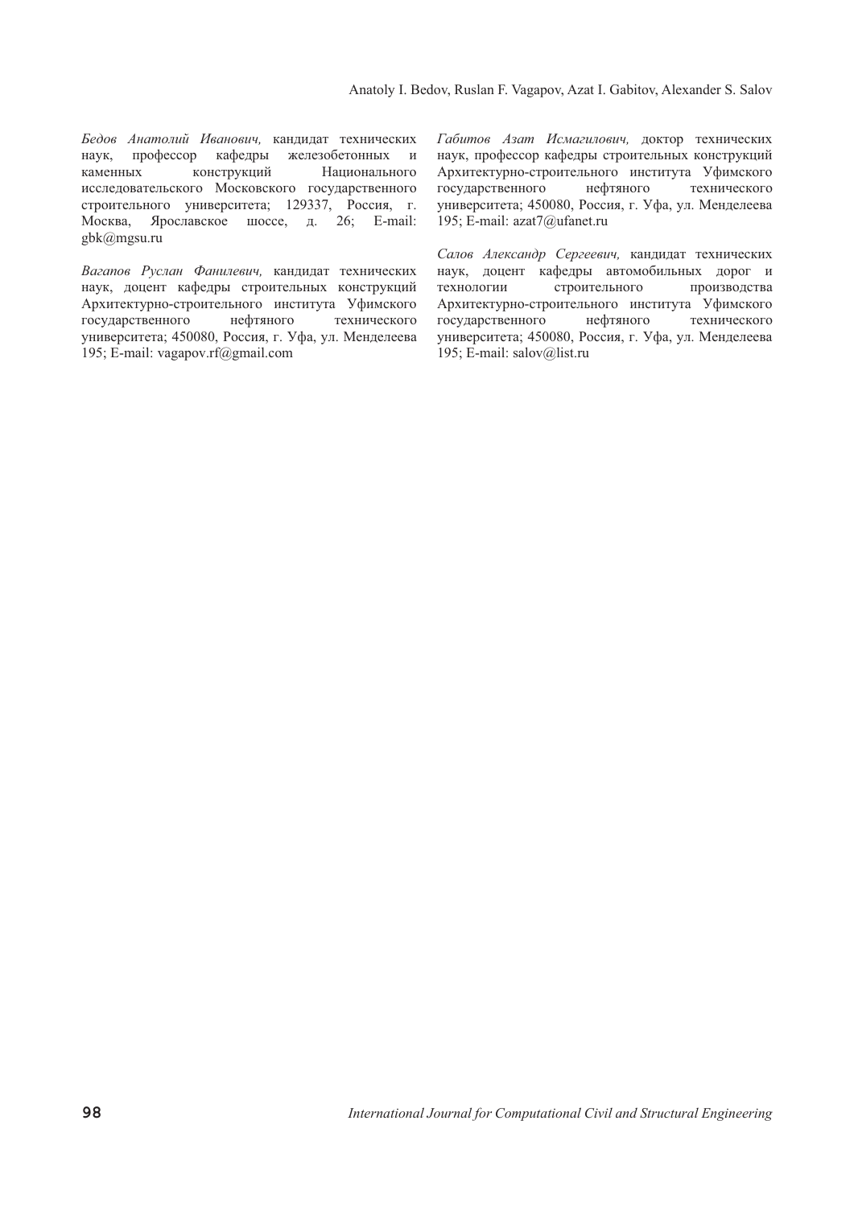*Бедов Анатолий Иванович,* кандидат технических наук, профессор кафедры железобетонных и каменных конструкций Национального исследовательского Московского государственного строительного университета; 129337, Россия, г. Москва, Ярославское шоссе, д. 26; E-mail: gbk@mgsu.ru

*Вагапов Руслан Фанилевич,* кандидат технических наук, доцент кафедры строительных конструкций Архитектурно-строительного института Уфимского государственного нефтяного технического университета; 450080, Россия, г. Уфа, ул. Менделеева 195; E-mail: vagapov.rf@gmail.com

*Габитов Азат Исмагилович,* доктор технических наук, профессор кафедры строительных конструкций Архитектурно-строительного института Уфимского государственного нефтяного технического университета; 450080, Россия, г. Уфа, ул. Менделеева 195; E-mail: azat7@ufanet.ru

*Салов Александр Сергеевич,* кандидат технических наук, доцент кафедры автомобильных дорог и технологии строительного производства Архитектурно-строительного института Уфимского государственного нефтяного технического университета; 450080, Россия, г. Уфа, ул. Менделеева 195; E-mail: salov@list.ru